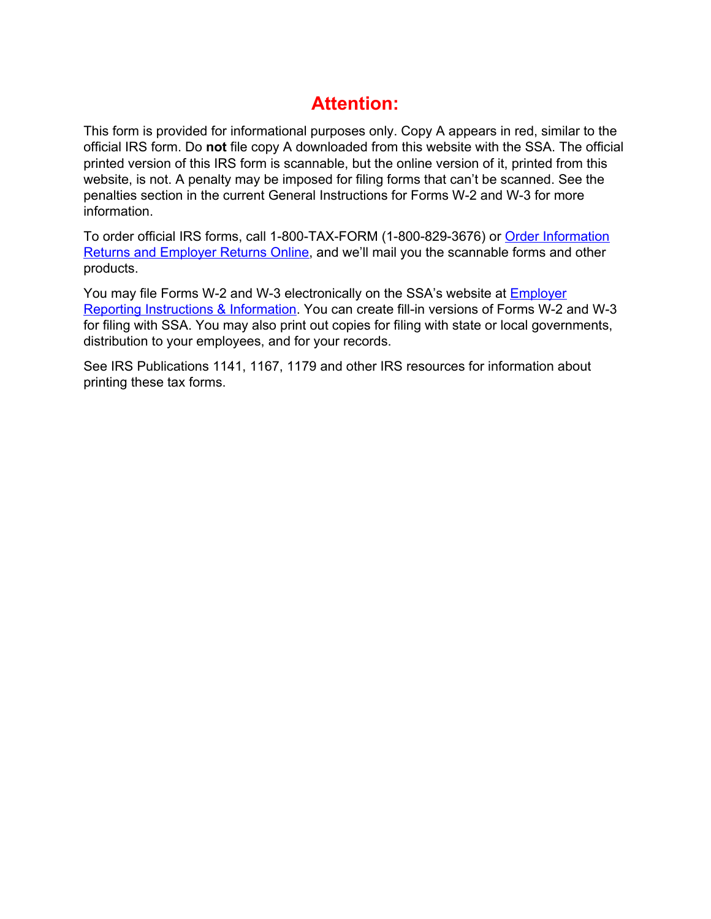# Attention:

This form is provided for informational purposes only. Copy A appears in red, similar to the official IRS form. Do **not** file copy A downloaded from this website with the SSA. The official printed version of this IRS form is scannable, but the online version of it, printed from this website, is not. A penalty may be imposed for filing forms that can't be scanned. See the penalties section in the current General Instructions for Forms W-2 and W-3 for more information.

To order official IRS forms, call 1-800-TAX-FORM (1-800-829-3676) or Order Information Returns and Employer Returns Online, and we'll mail you the scannable forms and other products.

You may file Forms W-2 and W-3 electronically on the SSA's website at Employer Reporting Instructions & Information. You can create fill-in versions of Forms W-2 and W-3 for filing with SSA. You may also print out copies for filing with state or local governments, distribution to your employees, and for your records.

See IRS Publications 1141, 1167, 1179 and other IRS resources for information about printing these tax forms.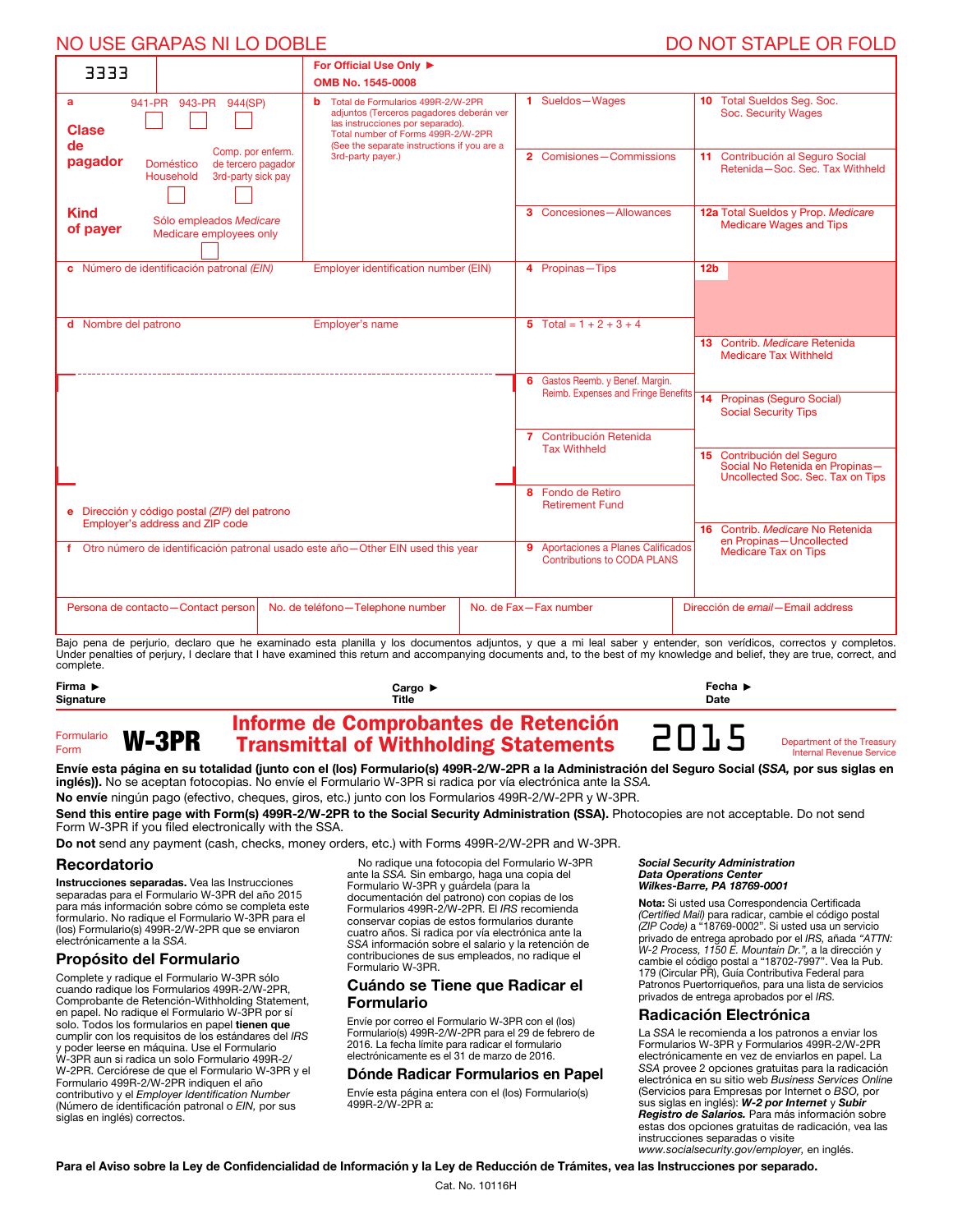NO USE GRAPAS NI LO DOBLE — DO NOT STAPLE OR FOLD

| 3333 | | For Official Use Only ▶ OMB No. 1545-0008 | |
|---|---|---|---|
| **a** Clase de pagador / Kind of payer: 941-PR ☐ 943-PR ☐ 944(SP) ☐ Doméstico Household ☐ Comp. por enferm. de tercero pagador 3rd-party sick pay ☐ Sólo empleados *Medicare* Medicare employees only ☐ | **b** Total de Formularios 499R-2/W-2PR adjuntos (Terceros pagadores deberán ver las instrucciones por separado). Total number of Forms 499R-2/W-2PR (See the separate instructions if you are a 3rd-party payer.) | **1** Sueldos—Wages | **10** Total Sueldos Seg. Soc. Soc. Security Wages |
| | | **2** Comisiones—Commissions | **11** Contribución al Seguro Social Retenida—Soc. Sec. Tax Withheld |
| | | **3** Concesiones—Allowances | **12a** Total Sueldos y Prop. *Medicare* Medicare Wages and Tips |
| **c** Número de identificación patronal *(EIN)* | Employer identification number (EIN) | **4** Propinas—Tips | **12b** |
| **d** Nombre del patrono | Employer's name | **5** Total = 1 + 2 + 3 + 4 | **13** Contrib. *Medicare* Retenida Medicare Tax Withheld |
| | | **6** Gastos Reemb. y Benef. Margin. Reimb. Expenses and Fringe Benefits | **14** Propinas (Seguro Social) Social Security Tips |
| | | **7** Contribución Retenida Tax Withheld | **15** Contribución del Seguro Social No Retenida en Propinas—Uncollected Soc. Sec. Tax on Tips |
| **e** Dirección y código postal *(ZIP)* del patrono Employer's address and ZIP code | | **8** Fondo de Retiro Retirement Fund | |
| **f** Otro número de identificación patronal usado este año—Other EIN used this year | | **9** Aportaciones a Planes Calificados Contributions to CODA PLANS | **16** Contrib. *Medicare* No Retenida en Propinas—Uncollected Medicare Tax on Tips |

| Persona de contacto—Contact person | No. de teléfono—Telephone number | No. de Fax—Fax number | Dirección de *email*—Email address |
|---|---|---|---|
| | | | |

Bajo pena de perjurio, declaro que he examinado esta planilla y los documentos adjuntos, y que a mi leal saber y entender, son verídicos, correctos y completos. Under penalties of perjury, I declare that I have examined this return and accompanying documents and, to the best of my knowledge and belief, they are true, correct, and complete.

**Firma ▶ Signature** **Cargo ▶ Title** **Fecha ▶ Date**

Formulario Form **W-3PR** **Informe de Comprobantes de Retención Transmittal of Withholding Statements** **2015** Department of the Treasury Internal Revenue Service

**Envíe esta página en su totalidad (junto con el (los) Formulario(s) 499R-2/W-2PR a la Administración del Seguro Social (*SSA,* por sus siglas en inglés)).** No se aceptan fotocopias. No envíe el Formulario W-3PR si radica por vía electrónica ante la *SSA.*

**No envíe** ningún pago (efectivo, cheques, giros, etc.) junto con los Formularios 499R-2/W-2PR y W-3PR.

**Send this entire page with Form(s) 499R-2/W-2PR to the Social Security Administration (SSA).** Photocopies are not acceptable. Do not send Form W-3PR if you filed electronically with the SSA.

**Do not** send any payment (cash, checks, money orders, etc.) with Forms 499R-2/W-2PR and W-3PR.

## Recordatorio

**Instrucciones separadas.** Vea las Instrucciones separadas para el Formulario W-3PR del año 2015 para más información sobre cómo se completa este formulario. No radique el Formulario W-3PR para el (los) Formulario(s) 499R-2/W-2PR que se enviaron electrónicamente a la *SSA.*

## Propósito del Formulario

Complete y radique el Formulario W-3PR sólo cuando radique los Formularios 499R-2/W-2PR, Comprobante de Retención-Withholding Statement, en papel. No radique el Formulario W-3PR por sí solo. Todos los formularios en papel **tienen que** cumplir con los requisitos de los estándares del *IRS* y poder leerse en máquina. Use el Formulario W-3PR aun si radica un solo Formulario 499R-2/W-2PR. Cerciórese de que el Formulario W-3PR y el Formulario 499R-2/W-2PR indiquen el año contributivo y el *Employer Identification Number* (Número de identificación patronal o *EIN,* por sus siglas en inglés) correctos.

No radique una fotocopia del Formulario W-3PR ante la *SSA.* Sin embargo, haga una copia del Formulario W-3PR y guárdela (para la documentación del patrono) con copias de los Formularios 499R-2/W-2PR. El *IRS* recomienda conservar copias de estos formularios durante cuatro años. Si radica por vía electrónica ante la *SSA* información sobre el salario y la retención de contribuciones de sus empleados, no radique el Formulario W-3PR.

## Cuándo se Tiene que Radicar el Formulario

Envíe por correo el Formulario W-3PR con el (los) Formulario(s) 499R-2/W-2PR para el 29 de febrero de 2016. La fecha límite para radicar el formulario electrónicamente es el 31 de marzo de 2016.

## Dónde Radicar Formularios en Papel

Envíe esta página entera con el (los) Formulario(s) 499R-2/W-2PR a:

***Social Security Administration***
***Data Operations Center***
***Wilkes-Barre, PA 18769-0001***

**Nota:** Si usted usa Correspondencia Certificada *(Certified Mail)* para radicar, cambie el código postal *(ZIP Code)* a "18769-0002". Si usted usa un servicio privado de entrega aprobado por el *IRS,* añada *"ATTN: W-2 Process, 1150 E. Mountain Dr.",* a la dirección y cambie el código postal a "18702-7997". Vea la Pub. 179 (Circular PR), Guía Contributiva Federal para Patronos Puertorriqueños, para una lista de servicios privados de entrega aprobados por el *IRS.*

## Radicación Electrónica

La *SSA* le recomienda a los patronos a enviar los Formularios W-3PR y Formularios 499R-2/W-2PR electrónicamente en vez de enviarlos en papel. La *SSA* provee 2 opciones gratuitas para la radicación electrónica en su sitio web *Business Services Online* (Servicios para Empresas por Internet o *BSO,* por sus siglas en inglés): ***W-2 por Internet*** y ***Subir Registro de Salarios.*** Para más información sobre estas dos opciones gratuitas de radicación, vea las instrucciones separadas o visite *www.socialsecurity.gov/employer,* en inglés.

**Para el Aviso sobre la Ley de Confidencialidad de Información y la Ley de Reducción de Trámites, vea las Instrucciones por separado.**

Cat. No. 10116H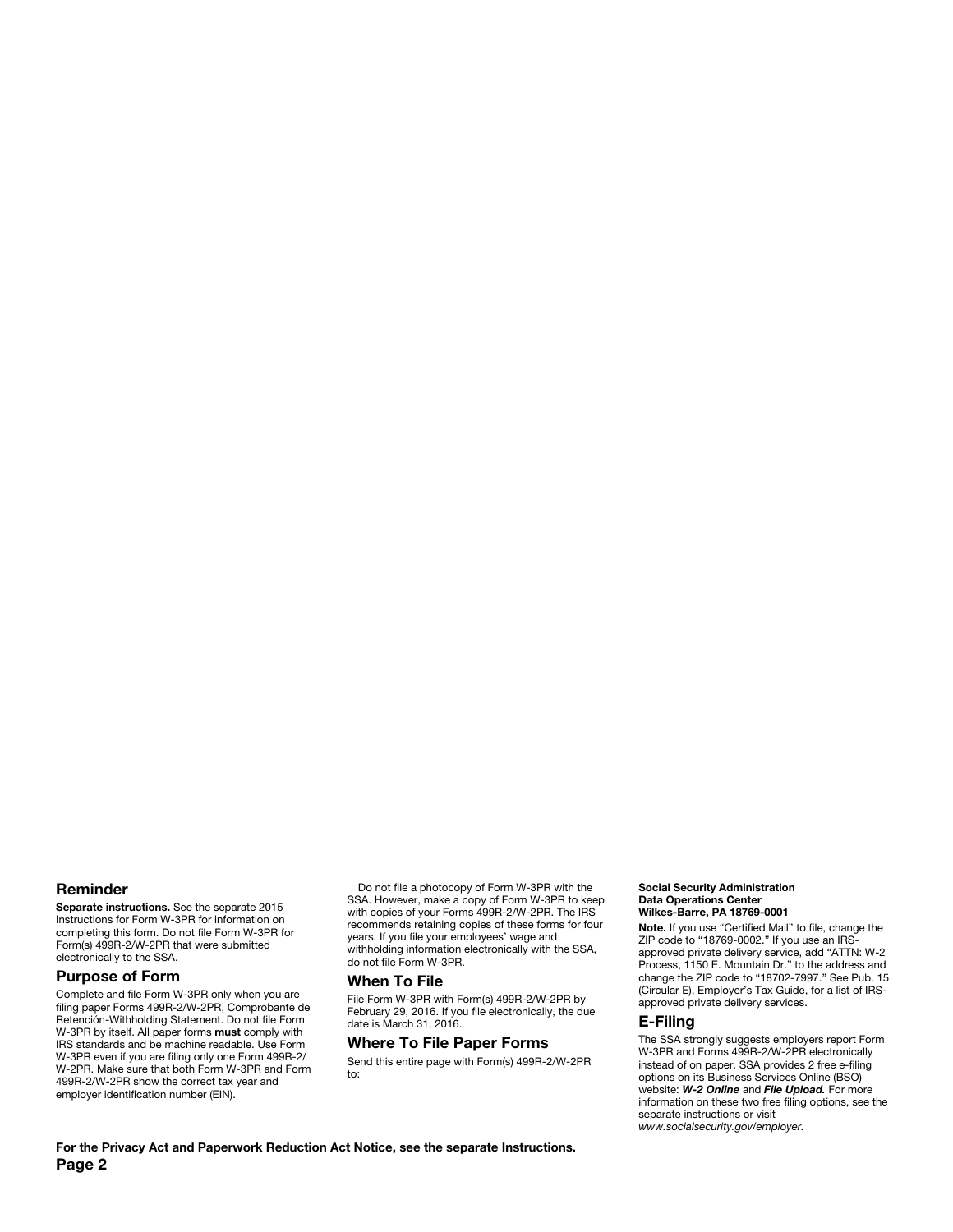## Reminder

**Separate instructions.** See the separate 2015 Instructions for Form W-3PR for information on completing this form. Do not file Form W-3PR for Form(s) 499R-2/W-2PR that were submitted electronically to the SSA.

## Purpose of Form

Complete and file Form W-3PR only when you are filing paper Forms 499R-2/W-2PR, Comprobante de Retención-Withholding Statement. Do not file Form W-3PR by itself. All paper forms **must** comply with IRS standards and be machine readable. Use Form W-3PR even if you are filing only one Form 499R-2/W-2PR. Make sure that both Form W-3PR and Form 499R-2/W-2PR show the correct tax year and employer identification number (EIN).

Do not file a photocopy of Form W-3PR with the SSA. However, make a copy of Form W-3PR to keep with copies of your Forms 499R-2/W-2PR. The IRS recommends retaining copies of these forms for four years. If you file your employees' wage and withholding information electronically with the SSA, do not file Form W-3PR.

## When To File

File Form W-3PR with Form(s) 499R-2/W-2PR by February 29, 2016. If you file electronically, the due date is March 31, 2016.

## Where To File Paper Forms

Send this entire page with Form(s) 499R-2/W-2PR to:

**Social Security Administration**
**Data Operations Center**
**Wilkes-Barre, PA 18769-0001**

**Note.** If you use "Certified Mail" to file, change the ZIP code to "18769-0002." If you use an IRS-approved private delivery service, add "ATTN: W-2 Process, 1150 E. Mountain Dr." to the address and change the ZIP code to "18702-7997." See Pub. 15 (Circular E), Employer's Tax Guide, for a list of IRS-approved private delivery services.

## E-Filing

The SSA strongly suggests employers report Form W-3PR and Forms 499R-2/W-2PR electronically instead of on paper. SSA provides 2 free e-filing options on its Business Services Online (BSO) website: ***W-2 Online*** and ***File Upload.*** For more information on these two free filing options, see the separate instructions or visit *www.socialsecurity.gov/employer.*

**For the Privacy Act and Paperwork Reduction Act Notice, see the separate Instructions.**